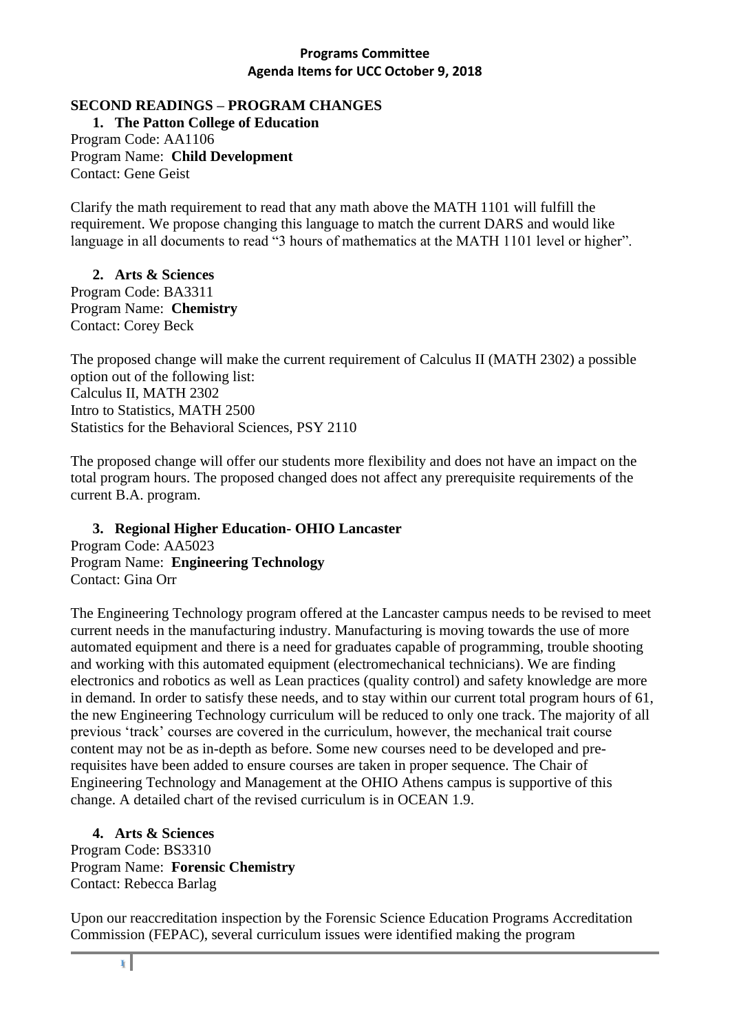**Programs Committee**
**Agenda Items for UCC October 9, 2018**

## SECOND READINGS – PROGRAM CHANGES

### 1. The Patton College of Education

Program Code: AA1106
Program Name: **Child Development**
Contact: Gene Geist

Clarify the math requirement to read that any math above the MATH 1101 will fulfill the requirement. We propose changing this language to match the current DARS and would like language in all documents to read "3 hours of mathematics at the MATH 1101 level or higher".

### 2. Arts & Sciences

Program Code: BA3311
Program Name: **Chemistry**
Contact: Corey Beck

The proposed change will make the current requirement of Calculus II (MATH 2302) a possible option out of the following list:
Calculus II, MATH 2302
Intro to Statistics, MATH 2500
Statistics for the Behavioral Sciences, PSY 2110

The proposed change will offer our students more flexibility and does not have an impact on the total program hours. The proposed changed does not affect any prerequisite requirements of the current B.A. program.

### 3. Regional Higher Education- OHIO Lancaster

Program Code: AA5023
Program Name: **Engineering Technology**
Contact: Gina Orr

The Engineering Technology program offered at the Lancaster campus needs to be revised to meet current needs in the manufacturing industry. Manufacturing is moving towards the use of more automated equipment and there is a need for graduates capable of programming, trouble shooting and working with this automated equipment (electromechanical technicians). We are finding electronics and robotics as well as Lean practices (quality control) and safety knowledge are more in demand. In order to satisfy these needs, and to stay within our current total program hours of 61, the new Engineering Technology curriculum will be reduced to only one track. The majority of all previous 'track' courses are covered in the curriculum, however, the mechanical trait course content may not be as in-depth as before. Some new courses need to be developed and pre-requisites have been added to ensure courses are taken in proper sequence. The Chair of Engineering Technology and Management at the OHIO Athens campus is supportive of this change. A detailed chart of the revised curriculum is in OCEAN 1.9.

### 4. Arts & Sciences

Program Code: BS3310
Program Name: **Forensic Chemistry**
Contact: Rebecca Barlag

Upon our reaccreditation inspection by the Forensic Science Education Programs Accreditation Commission (FEPAC), several curriculum issues were identified making the program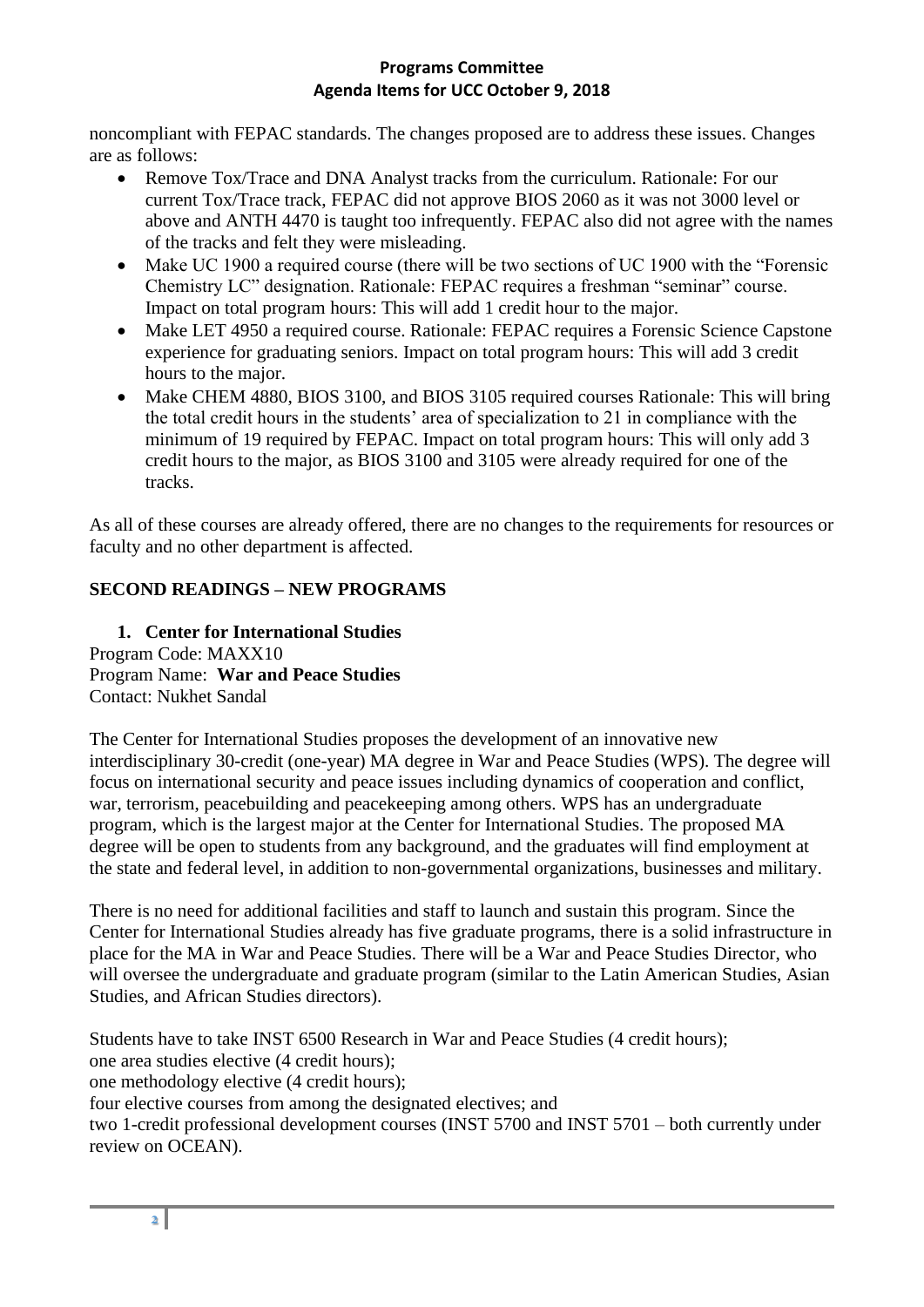noncompliant with FEPAC standards. The changes proposed are to address these issues. Changes are as follows:

- Remove Tox/Trace and DNA Analyst tracks from the curriculum. Rationale: For our current Tox/Trace track, FEPAC did not approve BIOS 2060 as it was not 3000 level or above and ANTH 4470 is taught too infrequently. FEPAC also did not agree with the names of the tracks and felt they were misleading.
- Make UC 1900 a required course (there will be two sections of UC 1900 with the "Forensic Chemistry LC" designation. Rationale: FEPAC requires a freshman "seminar" course. Impact on total program hours: This will add 1 credit hour to the major.
- Make LET 4950 a required course. Rationale: FEPAC requires a Forensic Science Capstone experience for graduating seniors. Impact on total program hours: This will add 3 credit hours to the major.
- Make CHEM 4880, BIOS 3100, and BIOS 3105 required courses Rationale: This will bring the total credit hours in the students' area of specialization to 21 in compliance with the minimum of 19 required by FEPAC. Impact on total program hours: This will only add 3 credit hours to the major, as BIOS 3100 and 3105 were already required for one of the tracks.

As all of these courses are already offered, there are no changes to the requirements for resources or faculty and no other department is affected.

## SECOND READINGS – NEW PROGRAMS

### 1. Center for International Studies

Program Code: MAXX10
Program Name: **War and Peace Studies**
Contact: Nukhet Sandal

The Center for International Studies proposes the development of an innovative new interdisciplinary 30-credit (one-year) MA degree in War and Peace Studies (WPS). The degree will focus on international security and peace issues including dynamics of cooperation and conflict, war, terrorism, peacebuilding and peacekeeping among others. WPS has an undergraduate program, which is the largest major at the Center for International Studies. The proposed MA degree will be open to students from any background, and the graduates will find employment at the state and federal level, in addition to non-governmental organizations, businesses and military.

There is no need for additional facilities and staff to launch and sustain this program. Since the Center for International Studies already has five graduate programs, there is a solid infrastructure in place for the MA in War and Peace Studies. There will be a War and Peace Studies Director, who will oversee the undergraduate and graduate program (similar to the Latin American Studies, Asian Studies, and African Studies directors).

Students have to take INST 6500 Research in War and Peace Studies (4 credit hours);
one area studies elective (4 credit hours);
one methodology elective (4 credit hours);
four elective courses from among the designated electives; and
two 1-credit professional development courses (INST 5700 and INST 5701 – both currently under review on OCEAN).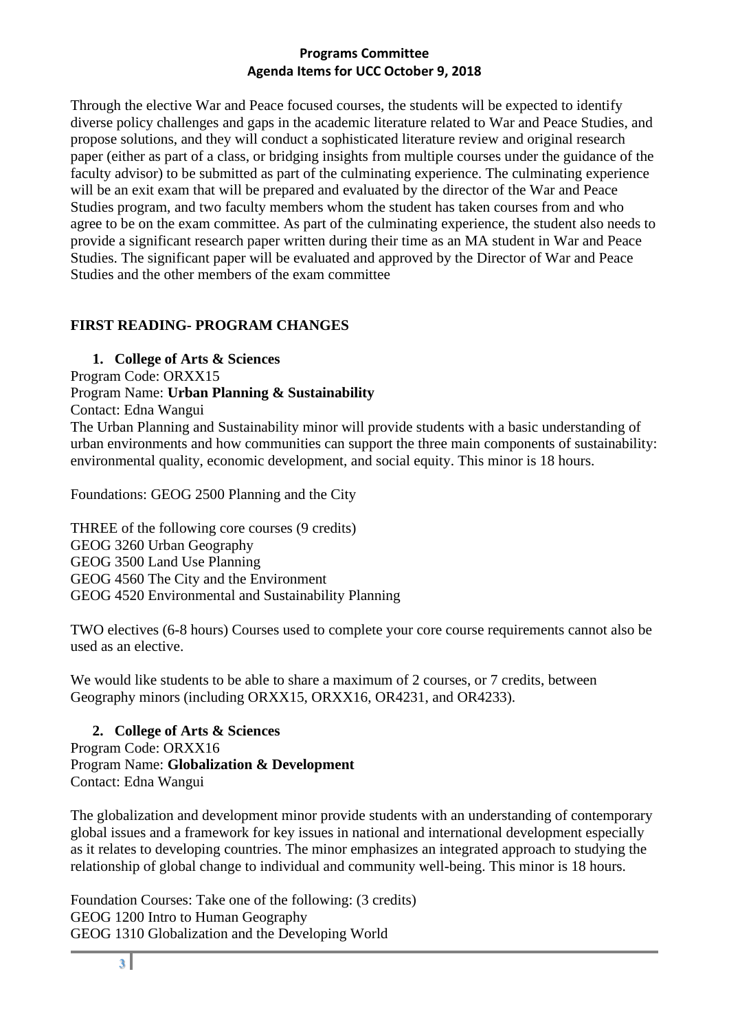Through the elective War and Peace focused courses, the students will be expected to identify diverse policy challenges and gaps in the academic literature related to War and Peace Studies, and propose solutions, and they will conduct a sophisticated literature review and original research paper (either as part of a class, or bridging insights from multiple courses under the guidance of the faculty advisor) to be submitted as part of the culminating experience. The culminating experience will be an exit exam that will be prepared and evaluated by the director of the War and Peace Studies program, and two faculty members whom the student has taken courses from and who agree to be on the exam committee. As part of the culminating experience, the student also needs to provide a significant research paper written during their time as an MA student in War and Peace Studies. The significant paper will be evaluated and approved by the Director of War and Peace Studies and the other members of the exam committee

## FIRST READING- PROGRAM CHANGES

1. **College of Arts & Sciences**

Program Code: ORXX15
Program Name: **Urban Planning & Sustainability**
Contact: Edna Wangui
The Urban Planning and Sustainability minor will provide students with a basic understanding of urban environments and how communities can support the three main components of sustainability: environmental quality, economic development, and social equity. This minor is 18 hours.

Foundations: GEOG 2500 Planning and the City

THREE of the following core courses (9 credits)
GEOG 3260 Urban Geography
GEOG 3500 Land Use Planning
GEOG 4560 The City and the Environment
GEOG 4520 Environmental and Sustainability Planning

TWO electives (6-8 hours) Courses used to complete your core course requirements cannot also be used as an elective.

We would like students to be able to share a maximum of 2 courses, or 7 credits, between Geography minors (including ORXX15, ORXX16, OR4231, and OR4233).

2. **College of Arts & Sciences**

Program Code: ORXX16
Program Name: **Globalization & Development**
Contact: Edna Wangui

The globalization and development minor provide students with an understanding of contemporary global issues and a framework for key issues in national and international development especially as it relates to developing countries. The minor emphasizes an integrated approach to studying the relationship of global change to individual and community well-being. This minor is 18 hours.

Foundation Courses: Take one of the following: (3 credits)
GEOG 1200 Intro to Human Geography
GEOG 1310 Globalization and the Developing World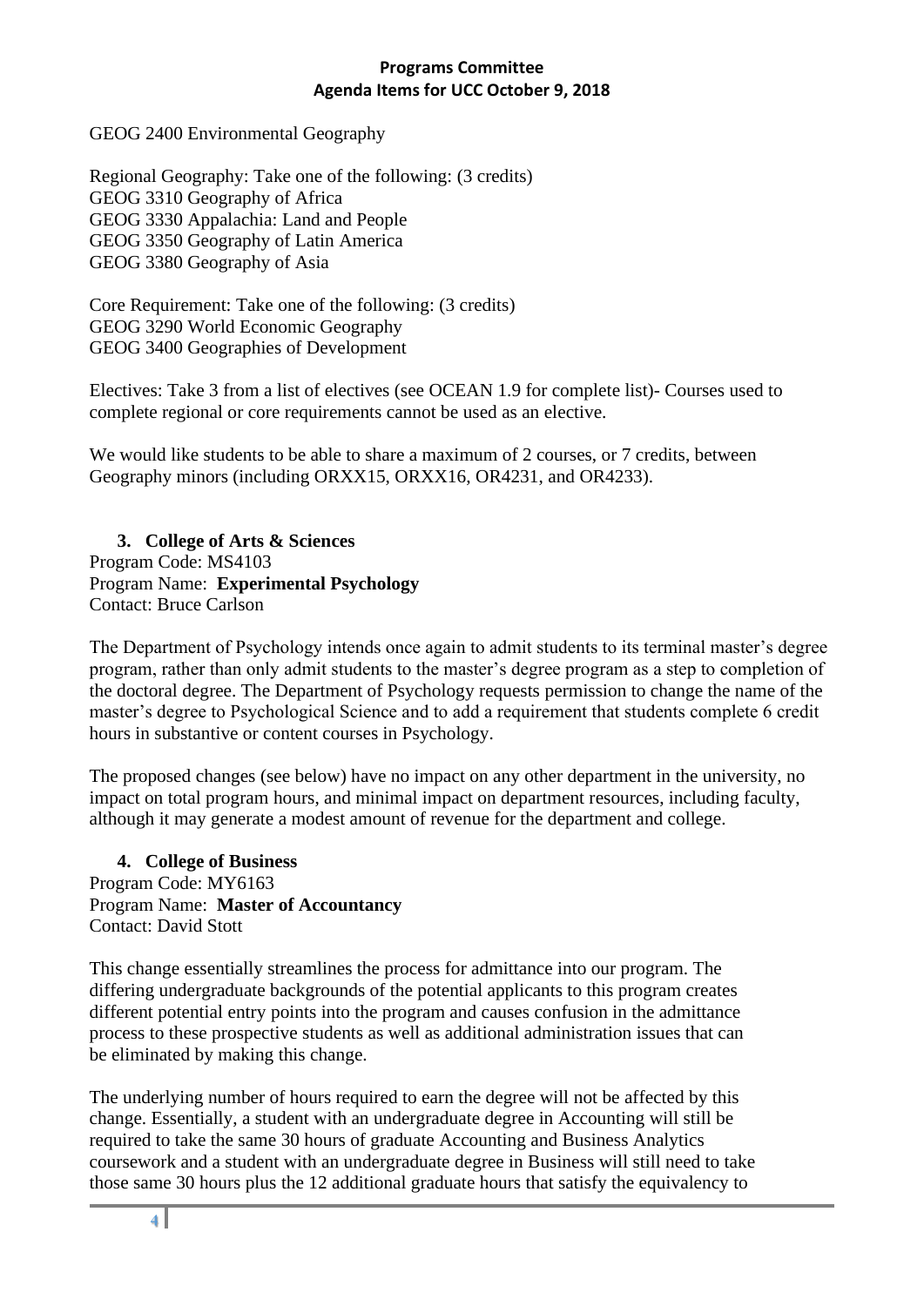GEOG 2400 Environmental Geography

Regional Geography: Take one of the following: (3 credits)
GEOG 3310 Geography of Africa
GEOG 3330 Appalachia: Land and People
GEOG 3350 Geography of Latin America
GEOG 3380 Geography of Asia

Core Requirement: Take one of the following: (3 credits)
GEOG 3290 World Economic Geography
GEOG 3400 Geographies of Development

Electives: Take 3 from a list of electives (see OCEAN 1.9 for complete list)- Courses used to complete regional or core requirements cannot be used as an elective.

We would like students to be able to share a maximum of 2 courses, or 7 credits, between Geography minors (including ORXX15, ORXX16, OR4231, and OR4233).

### 3. College of Arts & Sciences

Program Code: MS4103
Program Name: **Experimental Psychology**
Contact: Bruce Carlson

The Department of Psychology intends once again to admit students to its terminal master's degree program, rather than only admit students to the master's degree program as a step to completion of the doctoral degree. The Department of Psychology requests permission to change the name of the master's degree to Psychological Science and to add a requirement that students complete 6 credit hours in substantive or content courses in Psychology.

The proposed changes (see below) have no impact on any other department in the university, no impact on total program hours, and minimal impact on department resources, including faculty, although it may generate a modest amount of revenue for the department and college.

### 4. College of Business

Program Code: MY6163
Program Name: **Master of Accountancy**
Contact: David Stott

This change essentially streamlines the process for admittance into our program. The differing undergraduate backgrounds of the potential applicants to this program creates different potential entry points into the program and causes confusion in the admittance process to these prospective students as well as additional administration issues that can be eliminated by making this change.

The underlying number of hours required to earn the degree will not be affected by this change. Essentially, a student with an undergraduate degree in Accounting will still be required to take the same 30 hours of graduate Accounting and Business Analytics coursework and a student with an undergraduate degree in Business will still need to take those same 30 hours plus the 12 additional graduate hours that satisfy the equivalency to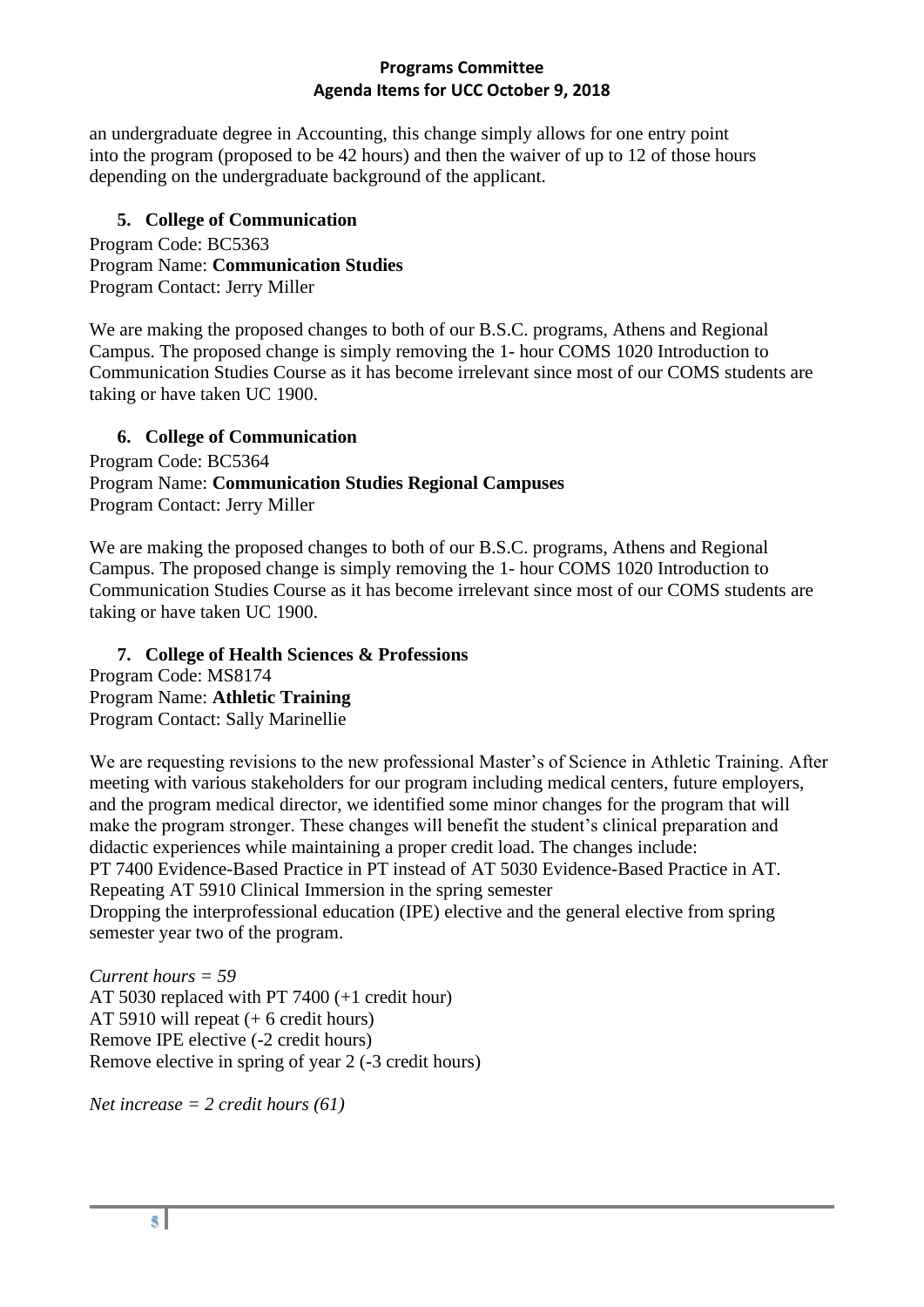an undergraduate degree in Accounting, this change simply allows for one entry point into the program (proposed to be 42 hours) and then the waiver of up to 12 of those hours depending on the undergraduate background of the applicant.

**5. College of Communication**

Program Code: BC5363
Program Name: **Communication Studies**
Program Contact: Jerry Miller

We are making the proposed changes to both of our B.S.C. programs, Athens and Regional Campus. The proposed change is simply removing the 1- hour COMS 1020 Introduction to Communication Studies Course as it has become irrelevant since most of our COMS students are taking or have taken UC 1900.

**6. College of Communication**

Program Code: BC5364
Program Name: **Communication Studies Regional Campuses**
Program Contact: Jerry Miller

We are making the proposed changes to both of our B.S.C. programs, Athens and Regional Campus. The proposed change is simply removing the 1- hour COMS 1020 Introduction to Communication Studies Course as it has become irrelevant since most of our COMS students are taking or have taken UC 1900.

**7. College of Health Sciences & Professions**

Program Code: MS8174
Program Name: **Athletic Training**
Program Contact: Sally Marinellie

We are requesting revisions to the new professional Master's of Science in Athletic Training. After meeting with various stakeholders for our program including medical centers, future employers, and the program medical director, we identified some minor changes for the program that will make the program stronger. These changes will benefit the student's clinical preparation and didactic experiences while maintaining a proper credit load. The changes include:
PT 7400 Evidence-Based Practice in PT instead of AT 5030 Evidence-Based Practice in AT.
Repeating AT 5910 Clinical Immersion in the spring semester
Dropping the interprofessional education (IPE) elective and the general elective from spring semester year two of the program.

*Current hours = 59*
AT 5030 replaced with PT 7400 (+1 credit hour)
AT 5910 will repeat (+ 6 credit hours)
Remove IPE elective (-2 credit hours)
Remove elective in spring of year 2 (-3 credit hours)

*Net increase = 2 credit hours (61)*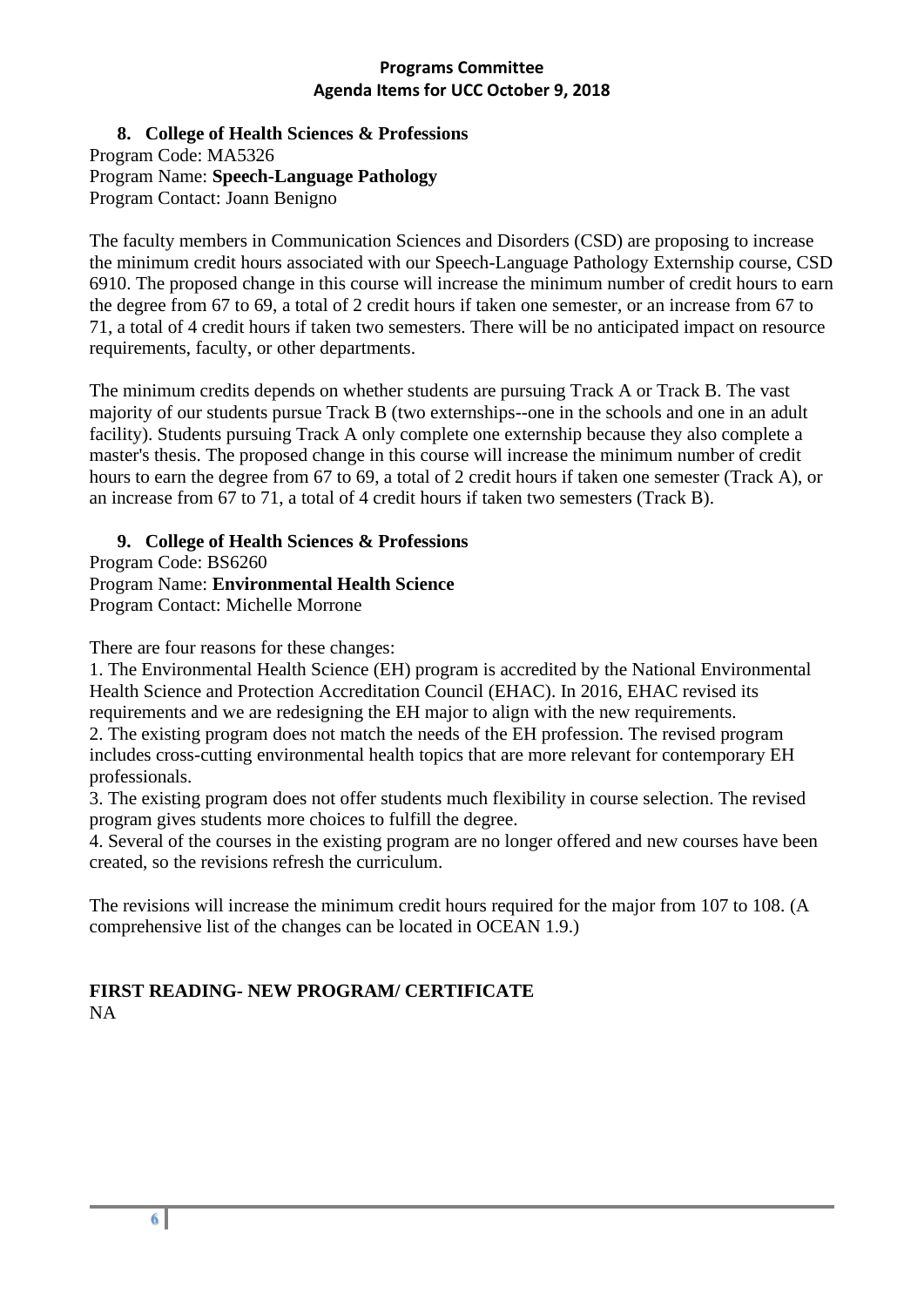**8. College of Health Sciences & Professions**

Program Code: MA5326
Program Name: **Speech-Language Pathology**
Program Contact: Joann Benigno

The faculty members in Communication Sciences and Disorders (CSD) are proposing to increase the minimum credit hours associated with our Speech-Language Pathology Externship course, CSD 6910. The proposed change in this course will increase the minimum number of credit hours to earn the degree from 67 to 69, a total of 2 credit hours if taken one semester, or an increase from 67 to 71, a total of 4 credit hours if taken two semesters. There will be no anticipated impact on resource requirements, faculty, or other departments.

The minimum credits depends on whether students are pursuing Track A or Track B. The vast majority of our students pursue Track B (two externships--one in the schools and one in an adult facility). Students pursuing Track A only complete one externship because they also complete a master's thesis. The proposed change in this course will increase the minimum number of credit hours to earn the degree from 67 to 69, a total of 2 credit hours if taken one semester (Track A), or an increase from 67 to 71, a total of 4 credit hours if taken two semesters (Track B).

**9. College of Health Sciences & Professions**

Program Code: BS6260
Program Name: **Environmental Health Science**
Program Contact: Michelle Morrone

There are four reasons for these changes:
1. The Environmental Health Science (EH) program is accredited by the National Environmental Health Science and Protection Accreditation Council (EHAC). In 2016, EHAC revised its requirements and we are redesigning the EH major to align with the new requirements.
2. The existing program does not match the needs of the EH profession. The revised program includes cross-cutting environmental health topics that are more relevant for contemporary EH professionals.
3. The existing program does not offer students much flexibility in course selection. The revised program gives students more choices to fulfill the degree.
4. Several of the courses in the existing program are no longer offered and new courses have been created, so the revisions refresh the curriculum.

The revisions will increase the minimum credit hours required for the major from 107 to 108. (A comprehensive list of the changes can be located in OCEAN 1.9.)

**FIRST READING- NEW PROGRAM/ CERTIFICATE**

NA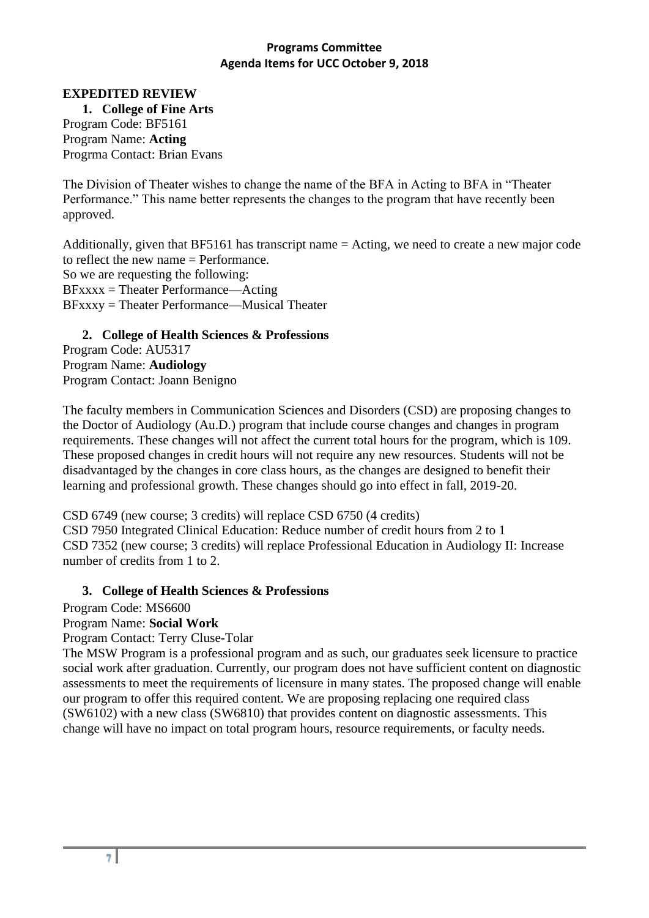**Programs Committee**
**Agenda Items for UCC October 9, 2018**

**EXPEDITED REVIEW**

1. **College of Fine Arts**

Program Code: BF5161
Program Name: **Acting**
Progrma Contact: Brian Evans

The Division of Theater wishes to change the name of the BFA in Acting to BFA in "Theater Performance." This name better represents the changes to the program that have recently been approved.

Additionally, given that BF5161 has transcript name = Acting, we need to create a new major code to reflect the new name = Performance.
So we are requesting the following:
BFxxxx = Theater Performance—Acting
BFxxxy = Theater Performance—Musical Theater

2. **College of Health Sciences & Professions**

Program Code: AU5317
Program Name: **Audiology**
Program Contact: Joann Benigno

The faculty members in Communication Sciences and Disorders (CSD) are proposing changes to the Doctor of Audiology (Au.D.) program that include course changes and changes in program requirements. These changes will not affect the current total hours for the program, which is 109. These proposed changes in credit hours will not require any new resources. Students will not be disadvantaged by the changes in core class hours, as the changes are designed to benefit their learning and professional growth. These changes should go into effect in fall, 2019-20.

CSD 6749 (new course; 3 credits) will replace CSD 6750 (4 credits)
CSD 7950 Integrated Clinical Education: Reduce number of credit hours from 2 to 1
CSD 7352 (new course; 3 credits) will replace Professional Education in Audiology II: Increase number of credits from 1 to 2.

3. **College of Health Sciences & Professions**

Program Code: MS6600
Program Name: **Social Work**
Program Contact: Terry Cluse-Tolar
The MSW Program is a professional program and as such, our graduates seek licensure to practice social work after graduation. Currently, our program does not have sufficient content on diagnostic assessments to meet the requirements of licensure in many states. The proposed change will enable our program to offer this required content. We are proposing replacing one required class (SW6102) with a new class (SW6810) that provides content on diagnostic assessments. This change will have no impact on total program hours, resource requirements, or faculty needs.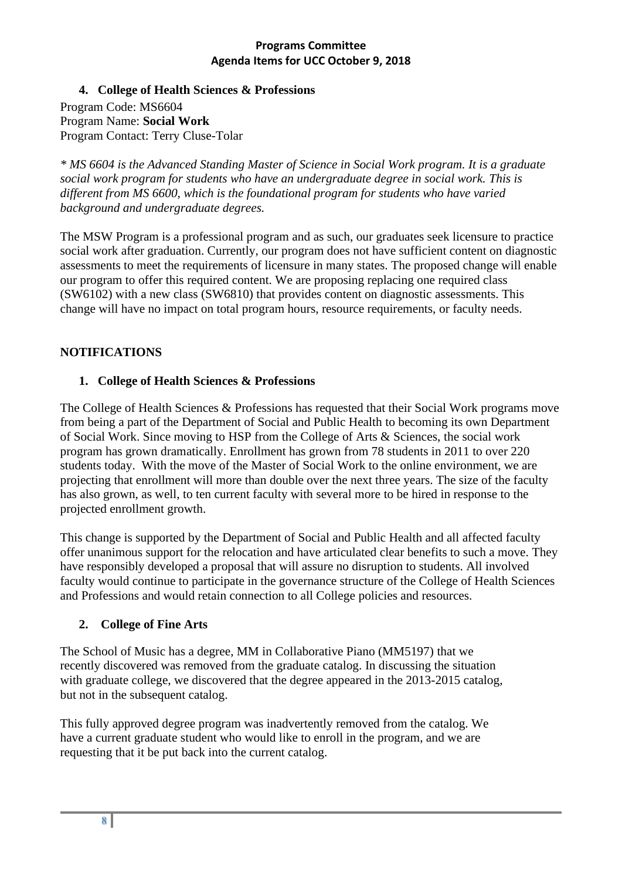**Programs Committee**
**Agenda Items for UCC October 9, 2018**

4. **College of Health Sciences & Professions**

Program Code: MS6604
Program Name: **Social Work**
Program Contact: Terry Cluse-Tolar

*\* MS 6604 is the Advanced Standing Master of Science in Social Work program. It is a graduate social work program for students who have an undergraduate degree in social work. This is different from MS 6600, which is the foundational program for students who have varied background and undergraduate degrees.*

The MSW Program is a professional program and as such, our graduates seek licensure to practice social work after graduation. Currently, our program does not have sufficient content on diagnostic assessments to meet the requirements of licensure in many states. The proposed change will enable our program to offer this required content. We are proposing replacing one required class (SW6102) with a new class (SW6810) that provides content on diagnostic assessments. This change will have no impact on total program hours, resource requirements, or faculty needs.

## NOTIFICATIONS

1. **College of Health Sciences & Professions**

The College of Health Sciences & Professions has requested that their Social Work programs move from being a part of the Department of Social and Public Health to becoming its own Department of Social Work. Since moving to HSP from the College of Arts & Sciences, the social work program has grown dramatically. Enrollment has grown from 78 students in 2011 to over 220 students today. With the move of the Master of Social Work to the online environment, we are projecting that enrollment will more than double over the next three years. The size of the faculty has also grown, as well, to ten current faculty with several more to be hired in response to the projected enrollment growth.

This change is supported by the Department of Social and Public Health and all affected faculty offer unanimous support for the relocation and have articulated clear benefits to such a move. They have responsibly developed a proposal that will assure no disruption to students. All involved faculty would continue to participate in the governance structure of the College of Health Sciences and Professions and would retain connection to all College policies and resources.

2. **College of Fine Arts**

The School of Music has a degree, MM in Collaborative Piano (MM5197) that we recently discovered was removed from the graduate catalog. In discussing the situation with graduate college, we discovered that the degree appeared in the 2013-2015 catalog, but not in the subsequent catalog.

This fully approved degree program was inadvertently removed from the catalog. We have a current graduate student who would like to enroll in the program, and we are requesting that it be put back into the current catalog.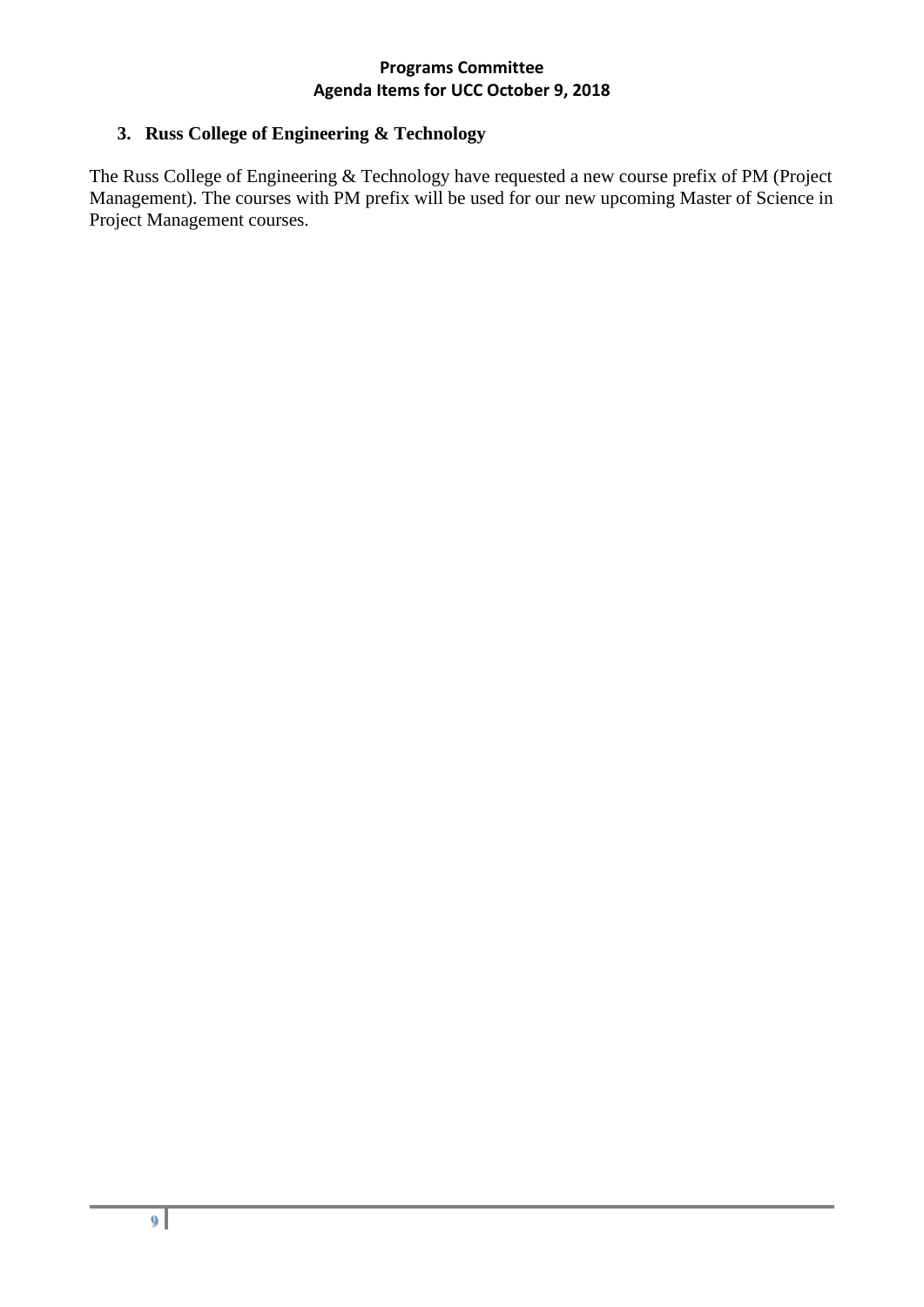## 3. Russ College of Engineering & Technology

The Russ College of Engineering & Technology have requested a new course prefix of PM (Project Management). The courses with PM prefix will be used for our new upcoming Master of Science in Project Management courses.